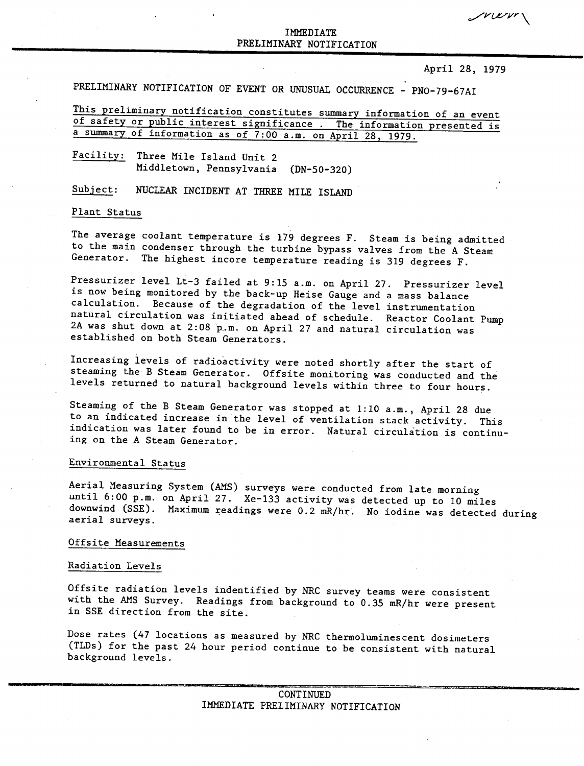IMMEDIATE
PRELIMINARY NOTIFICATION

April 28, 1979

PRELIMINARY NOTIFICATION OF EVENT OR UNUSUAL OCCURRENCE - PNO-79-67AI

This preliminary notification constitutes summary information of an event of safety or public interest significance . The information presented is a summary of information as of 7:00 a.m. on April 28, 1979.

Facility: Three Mile Island Unit 2
Middletown, Pennsylvania (DN-50-320)

Subject: NUCLEAR INCIDENT AT THREE MILE ISLAND

Plant Status

The average coolant temperature is 179 degrees F. Steam is being admitted to the main condenser through the turbine bypass valves from the A Steam Generator. The highest incore temperature reading is 319 degrees F.

Pressurizer level Lt-3 failed at 9:15 a.m. on April 27. Pressurizer level is now being monitored by the back-up Heise Gauge and a mass balance calculation. Because of the degradation of the level instrumentation natural circulation was initiated ahead of schedule. Reactor Coolant Pump 2A was shut down at 2:08 p.m. on April 27 and natural circulation was established on both Steam Generators.

Increasing levels of radioactivity were noted shortly after the start of steaming the B Steam Generator. Offsite monitoring was conducted and the levels returned to natural background levels within three to four hours.

Steaming of the B Steam Generator was stopped at 1:10 a.m., April 28 due to an indicated increase in the level of ventilation stack activity. This indication was later found to be in error. Natural circulation is continuing on the A Steam Generator.

Environmental Status

Aerial Measuring System (AMS) surveys were conducted from late morning until 6:00 p.m. on April 27. Xe-133 activity was detected up to 10 miles downwind (SSE). Maximum readings were 0.2 mR/hr. No iodine was detected during aerial surveys.

Offsite Measurements

Radiation Levels

Offsite radiation levels indentified by NRC survey teams were consistent with the AMS Survey. Readings from background to 0.35 mR/hr were present in SSE direction from the site.

Dose rates (47 locations as measured by NRC thermoluminescent dosimeters (TLDs) for the past 24 hour period continue to be consistent with natural background levels.

CONTINUED
IMMEDIATE PRELIMINARY NOTIFICATION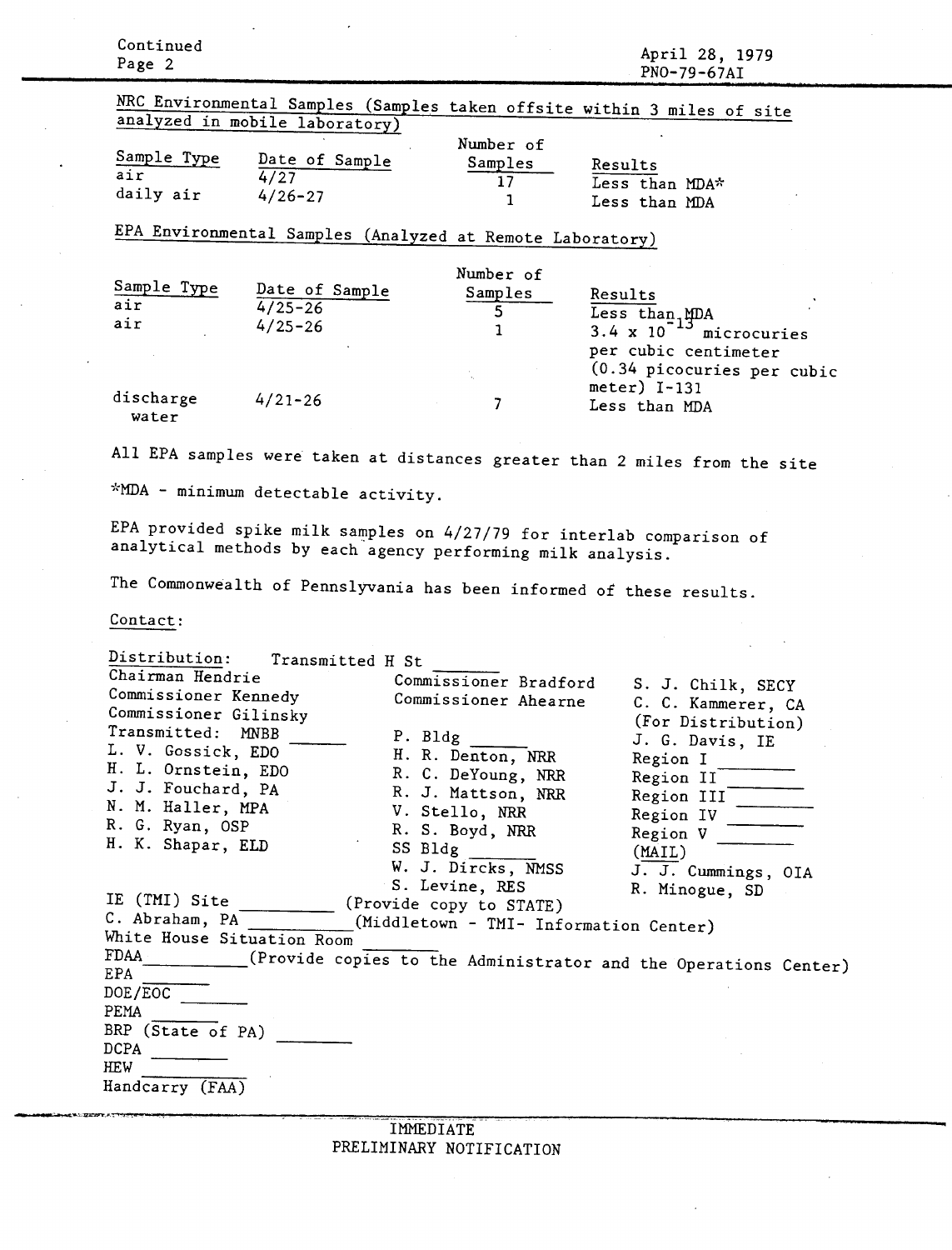Continued
Page 2

April 28, 1979
PNO-79-67AI

NRC Environmental Samples (Samples taken offsite within 3 miles of site analyzed in mobile laboratory)

| Sample Type | Date of Sample | Number of Samples | Results |
|---|---|---|---|
| air | 4/27 | 17 | Less than MDA* |
| daily air | 4/26-27 | 1 | Less than MDA |

EPA Environmental Samples (Analyzed at Remote Laboratory)

| Sample Type | Date of Sample | Number of Samples | Results |
|---|---|---|---|
| air | 4/25-26 | 5 | Less than MDA |
| air | 4/25-26 | 1 | $3.4 \times 10^{-13}$ microcuries per cubic centimeter (0.34 picocuries per cubic meter) I-131 |
| discharge water | 4/21-26 | 7 | Less than MDA |

All EPA samples were taken at distances greater than 2 miles from the site

*MDA - minimum detectable activity.

EPA provided spike milk samples on 4/27/79 for interlab comparison of analytical methods by each agency performing milk analysis.

The Commonwealth of Pennslyvania has been informed of these results.

Contact:

Distribution: Transmitted H St ______

Chairman Hendrie
Commissioner Kennedy
Commissioner Gilinsky
Transmitted: MNBB ______
L. V. Gossick, EDO
H. L. Ornstein, EDO
J. J. Fouchard, PA
N. M. Haller, MPA
R. G. Ryan, OSP
H. K. Shapar, ELD

Commissioner Bradford
Commissioner Ahearne
P. Bldg ______
H. R. Denton, NRR
R. C. DeYoung, NRR
R. J. Mattson, NRR
V. Stello, NRR
R. S. Boyd, NRR
SS Bldg ______
W. J. Dircks, NMSS
S. Levine, RES

S. J. Chilk, SECY
C. C. Kammerer, CA (For Distribution)
J. G. Davis, IE
Region I ______
Region II ______
Region III ______
Region IV ______
Region V ______
(MAIL)
J. J. Cummings, OIA
R. Minogue, SD

IE (TMI) Site ______ (Provide copy to STATE)
C. Abraham, PA ______ (Middletown - TMI- Information Center)
White House Situation Room ______
FDAA ______ (Provide copies to the Administrator and the Operations Center)
EPA ______
DOE/EOC ______
PEMA ______
BRP (State of PA) ______
DCPA ______
HEW ______
Handcarry (FAA)

IMMEDIATE
PRELIMINARY NOTIFICATION